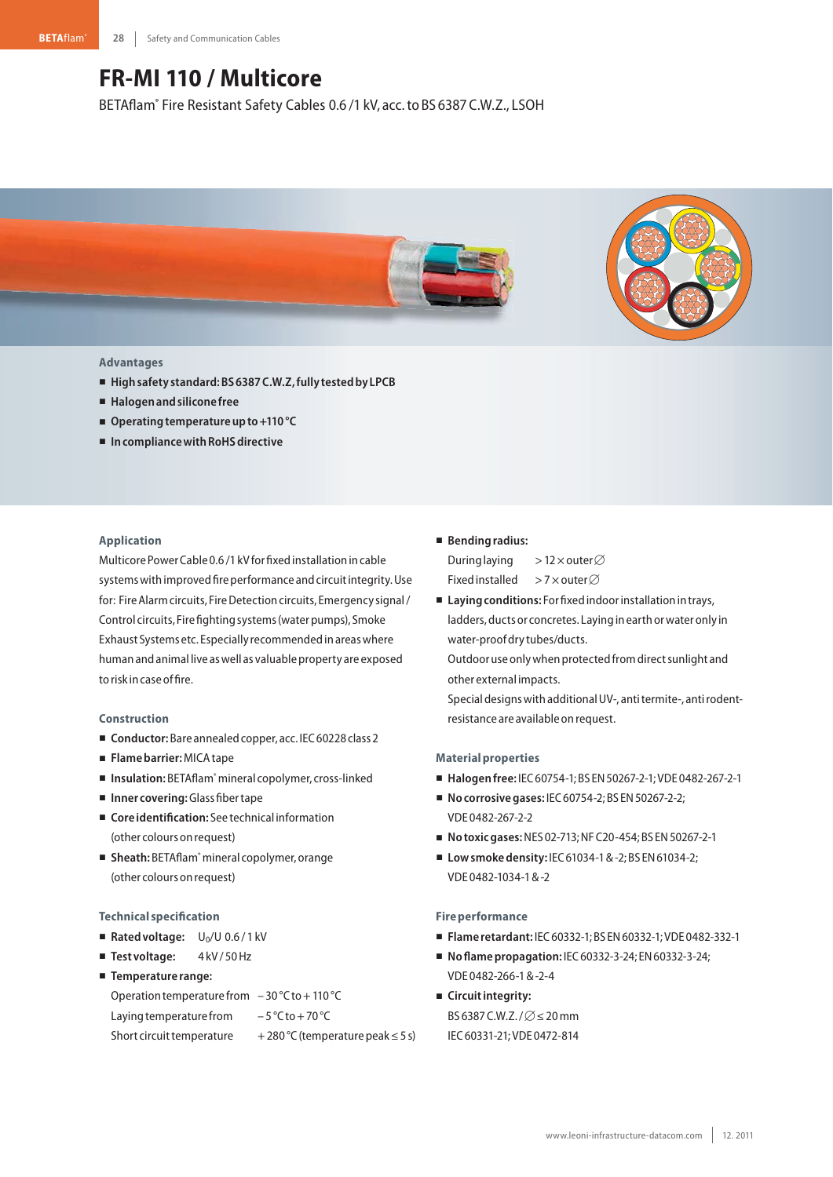# FR-MI 110 / Multicore

BETAflam® Fire Resistant Safety Cables 0.6 /1 kV, acc. to BS 6387 C.W.Z., LSOH

### Advantages

- **High safety standard: BS 6387 C.W.Z, fully tested by LPCB**
- **Halogen and silicone free**
- **Operating temperature up to +110 °C**
- **In compliance with RoHS directive**

### Application

Multicore Power Cable 0.6 /1 kV for fixed installation in cable systems with improved fire performance and circuit integrity. Use for: Fire Alarm circuits, Fire Detection circuits, Emergency signal / Control circuits, Fire fighting systems (water pumps), Smoke Exhaust Systems etc. Especially recommended in areas where human and animal live as well as valuable property are exposed to risk in case of fire.

### Construction

- **Conductor:** Bare annealed copper, acc. IEC 60228 class 2
- **Flame barrier:** MICA tape
- **Insulation:** BETAflam® mineral copolymer, cross-linked
- **Inner covering:** Glass fiber tape
- **Core identification:** See technical information (other colours on request)
- **Sheath:** BETAflam® mineral copolymer, orange (other colours on request)

### Technical specification

- **Rated voltage:** $U_0$/U 0.6 / 1 kV
- **Test voltage:** 4 kV / 50 Hz
- **Temperature range:**
  - Operation temperature from – 30 °C to + 110 °C
  - Laying temperature from – 5 °C to + 70 °C
  - Short circuit temperature + 280 °C (temperature peak ≤ 5 s)
- **Bending radius:**
  - During laying > 12 × outer ∅
  - Fixed installed > 7 × outer ∅
- **Laying conditions:** For fixed indoor installation in trays, ladders, ducts or concretes. Laying in earth or water only in water-proof dry tubes/ducts.
  Outdoor use only when protected from direct sunlight and other external impacts.
  Special designs with additional UV-, anti termite-, anti rodent-resistance are available on request.

### Material properties

- **Halogen free:** IEC 60754-1; BS EN 50267-2-1; VDE 0482-267-2-1
- **No corrosive gases:** IEC 60754-2; BS EN 50267-2-2; VDE 0482-267-2-2
- **No toxic gases:** NES 02-713; NF C20-454; BS EN 50267-2-1
- **Low smoke density:** IEC 61034-1 & -2; BS EN 61034-2; VDE 0482-1034-1 & -2

### Fire performance

- **Flame retardant:** IEC 60332-1; BS EN 60332-1; VDE 0482-332-1
- **No flame propagation:** IEC 60332-3-24; EN 60332-3-24; VDE 0482-266-1 & -2-4
- **Circuit integrity:**
  BS 6387 C.W.Z. / ∅ ≤ 20 mm
  IEC 60331-21; VDE 0472-814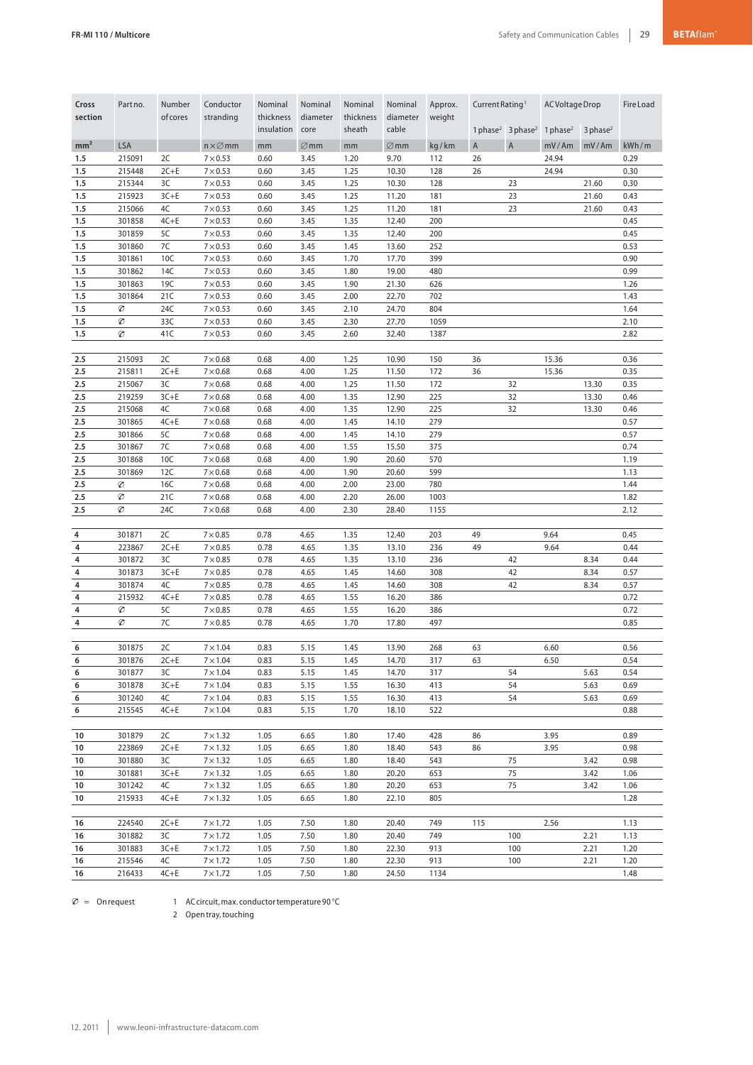| Cross section | Part no. | Number of cores | Conductor stranding | Nominal thickness insulation | Nominal diameter core | Nominal thickness sheath | Nominal diameter cable | Approx. weight | Current Rating[1] | | AC Voltage Drop | | Fire Load |
|---|---|---|---|---|---|---|---|---|---|---|---|---|---|
| | | | | | | | | | 1 phase[2] | 3 phase[2] | 1 phase[2] | 3 phase[2] | |
| mm² | LSA | | n × ∅ mm | mm | ∅ mm | mm | ∅ mm | kg / km | A | A | mV / Am | mV / Am | kWh / m |
| 1.5 | 215091 | 2C | 7 × 0.53 | 0.60 | 3.45 | 1.20 | 9.70 | 112 | 26 | | 24.94 | | 0.29 |
| 1.5 | 215448 | 2C+E | 7 × 0.53 | 0.60 | 3.45 | 1.25 | 10.30 | 128 | 26 | | 24.94 | | 0.30 |
| 1.5 | 215344 | 3C | 7 × 0.53 | 0.60 | 3.45 | 1.25 | 10.30 | 128 | | 23 | | 21.60 | 0.30 |
| 1.5 | 215923 | 3C+E | 7 × 0.53 | 0.60 | 3.45 | 1.25 | 11.20 | 181 | | 23 | | 21.60 | 0.43 |
| 1.5 | 215066 | 4C | 7 × 0.53 | 0.60 | 3.45 | 1.25 | 11.20 | 181 | | 23 | | 21.60 | 0.43 |
| 1.5 | 301858 | 4C+E | 7 × 0.53 | 0.60 | 3.45 | 1.35 | 12.40 | 200 | | | | | 0.45 |
| 1.5 | 301859 | 5C | 7 × 0.53 | 0.60 | 3.45 | 1.35 | 12.40 | 200 | | | | | 0.45 |
| 1.5 | 301860 | 7C | 7 × 0.53 | 0.60 | 3.45 | 1.45 | 13.60 | 252 | | | | | 0.53 |
| 1.5 | 301861 | 10C | 7 × 0.53 | 0.60 | 3.45 | 1.70 | 17.70 | 399 | | | | | 0.90 |
| 1.5 | 301862 | 14C | 7 × 0.53 | 0.60 | 3.45 | 1.80 | 19.00 | 480 | | | | | 0.99 |
| 1.5 | 301863 | 19C | 7 × 0.53 | 0.60 | 3.45 | 1.90 | 21.30 | 626 | | | | | 1.26 |
| 1.5 | 301864 | 21C | 7 × 0.53 | 0.60 | 3.45 | 2.00 | 22.70 | 702 | | | | | 1.43 |
| 1.5 | ∅ | 24C | 7 × 0.53 | 0.60 | 3.45 | 2.10 | 24.70 | 804 | | | | | 1.64 |
| 1.5 | ∅ | 33C | 7 × 0.53 | 0.60 | 3.45 | 2.30 | 27.70 | 1059 | | | | | 2.10 |
| 1.5 | ∅ | 41C | 7 × 0.53 | 0.60 | 3.45 | 2.60 | 32.40 | 1387 | | | | | 2.82 |
| 2.5 | 215093 | 2C | 7 × 0.68 | 0.68 | 4.00 | 1.25 | 10.90 | 150 | 36 | | 15.36 | | 0.36 |
| 2.5 | 215811 | 2C+E | 7 × 0.68 | 0.68 | 4.00 | 1.25 | 11.50 | 172 | 36 | | 15.36 | | 0.35 |
| 2.5 | 215067 | 3C | 7 × 0.68 | 0.68 | 4.00 | 1.25 | 11.50 | 172 | | 32 | | 13.30 | 0.35 |
| 2.5 | 219259 | 3C+E | 7 × 0.68 | 0.68 | 4.00 | 1.35 | 12.90 | 225 | | 32 | | 13.30 | 0.46 |
| 2.5 | 215068 | 4C | 7 × 0.68 | 0.68 | 4.00 | 1.35 | 12.90 | 225 | | 32 | | 13.30 | 0.46 |
| 2.5 | 301865 | 4C+E | 7 × 0.68 | 0.68 | 4.00 | 1.45 | 14.10 | 279 | | | | | 0.57 |
| 2.5 | 301866 | 5C | 7 × 0.68 | 0.68 | 4.00 | 1.45 | 14.10 | 279 | | | | | 0.57 |
| 2.5 | 301867 | 7C | 7 × 0.68 | 0.68 | 4.00 | 1.55 | 15.50 | 375 | | | | | 0.74 |
| 2.5 | 301868 | 10C | 7 × 0.68 | 0.68 | 4.00 | 1.90 | 20.60 | 570 | | | | | 1.19 |
| 2.5 | 301869 | 12C | 7 × 0.68 | 0.68 | 4.00 | 1.90 | 20.60 | 599 | | | | | 1.13 |
| 2.5 | ∅ | 16C | 7 × 0.68 | 0.68 | 4.00 | 2.00 | 23.00 | 780 | | | | | 1.44 |
| 2.5 | ∅ | 21C | 7 × 0.68 | 0.68 | 4.00 | 2.20 | 26.00 | 1003 | | | | | 1.82 |
| 2.5 | ∅ | 24C | 7 × 0.68 | 0.68 | 4.00 | 2.30 | 28.40 | 1155 | | | | | 2.12 |
| 4 | 301871 | 2C | 7 × 0.85 | 0.78 | 4.65 | 1.35 | 12.40 | 203 | 49 | | 9.64 | | 0.45 |
| 4 | 223867 | 2C+E | 7 × 0.85 | 0.78 | 4.65 | 1.35 | 13.10 | 236 | 49 | | 9.64 | | 0.44 |
| 4 | 301872 | 3C | 7 × 0.85 | 0.78 | 4.65 | 1.35 | 13.10 | 236 | | 42 | | 8.34 | 0.44 |
| 4 | 301873 | 3C+E | 7 × 0.85 | 0.78 | 4.65 | 1.45 | 14.60 | 308 | | 42 | | 8.34 | 0.57 |
| 4 | 301874 | 4C | 7 × 0.85 | 0.78 | 4.65 | 1.45 | 14.60 | 308 | | 42 | | 8.34 | 0.57 |
| 4 | 215932 | 4C+E | 7 × 0.85 | 0.78 | 4.65 | 1.55 | 16.20 | 386 | | | | | 0.72 |
| 4 | ∅ | 5C | 7 × 0.85 | 0.78 | 4.65 | 1.55 | 16.20 | 386 | | | | | 0.72 |
| 4 | ∅ | 7C | 7 × 0.85 | 0.78 | 4.65 | 1.70 | 17.80 | 497 | | | | | 0.85 |
| 6 | 301875 | 2C | 7 × 1.04 | 0.83 | 5.15 | 1.45 | 13.90 | 268 | 63 | | 6.60 | | 0.56 |
| 6 | 301876 | 2C+E | 7 × 1.04 | 0.83 | 5.15 | 1.45 | 14.70 | 317 | 63 | | 6.50 | | 0.54 |
| 6 | 301877 | 3C | 7 × 1.04 | 0.83 | 5.15 | 1.45 | 14.70 | 317 | | 54 | | 5.63 | 0.54 |
| 6 | 301878 | 3C+E | 7 × 1.04 | 0.83 | 5.15 | 1.55 | 16.30 | 413 | | 54 | | 5.63 | 0.69 |
| 6 | 301240 | 4C | 7 × 1.04 | 0.83 | 5.15 | 1.55 | 16.30 | 413 | | 54 | | 5.63 | 0.69 |
| 6 | 215545 | 4C+E | 7 × 1.04 | 0.83 | 5.15 | 1.70 | 18.10 | 522 | | | | | 0.88 |
| 10 | 301879 | 2C | 7 × 1.32 | 1.05 | 6.65 | 1.80 | 17.40 | 428 | 86 | | 3.95 | | 0.89 |
| 10 | 223869 | 2C+E | 7 × 1.32 | 1.05 | 6.65 | 1.80 | 18.40 | 543 | 86 | | 3.95 | | 0.98 |
| 10 | 301880 | 3C | 7 × 1.32 | 1.05 | 6.65 | 1.80 | 18.40 | 543 | | 75 | | 3.42 | 0.98 |
| 10 | 301881 | 3C+E | 7 × 1.32 | 1.05 | 6.65 | 1.80 | 20.20 | 653 | | 75 | | 3.42 | 1.06 |
| 10 | 301242 | 4C | 7 × 1.32 | 1.05 | 6.65 | 1.80 | 20.20 | 653 | | 75 | | 3.42 | 1.06 |
| 10 | 215933 | 4C+E | 7 × 1.32 | 1.05 | 6.65 | 1.80 | 22.10 | 805 | | | | | 1.28 |
| 16 | 224540 | 2C+E | 7 × 1.72 | 1.05 | 7.50 | 1.80 | 20.40 | 749 | 115 | | 2.56 | | 1.13 |
| 16 | 301882 | 3C | 7 × 1.72 | 1.05 | 7.50 | 1.80 | 20.40 | 749 | | 100 | | 2.21 | 1.13 |
| 16 | 301883 | 3C+E | 7 × 1.72 | 1.05 | 7.50 | 1.80 | 22.30 | 913 | | 100 | | 2.21 | 1.20 |
| 16 | 215546 | 4C | 7 × 1.72 | 1.05 | 7.50 | 1.80 | 22.30 | 913 | | 100 | | 2.21 | 1.20 |
| 16 | 216433 | 4C+E | 7 × 1.72 | 1.05 | 7.50 | 1.80 | 24.50 | 1134 | | | | | 1.48 |

∅ = On request

1 AC circuit, max. conductor temperature 90 °C

2 Open tray, touching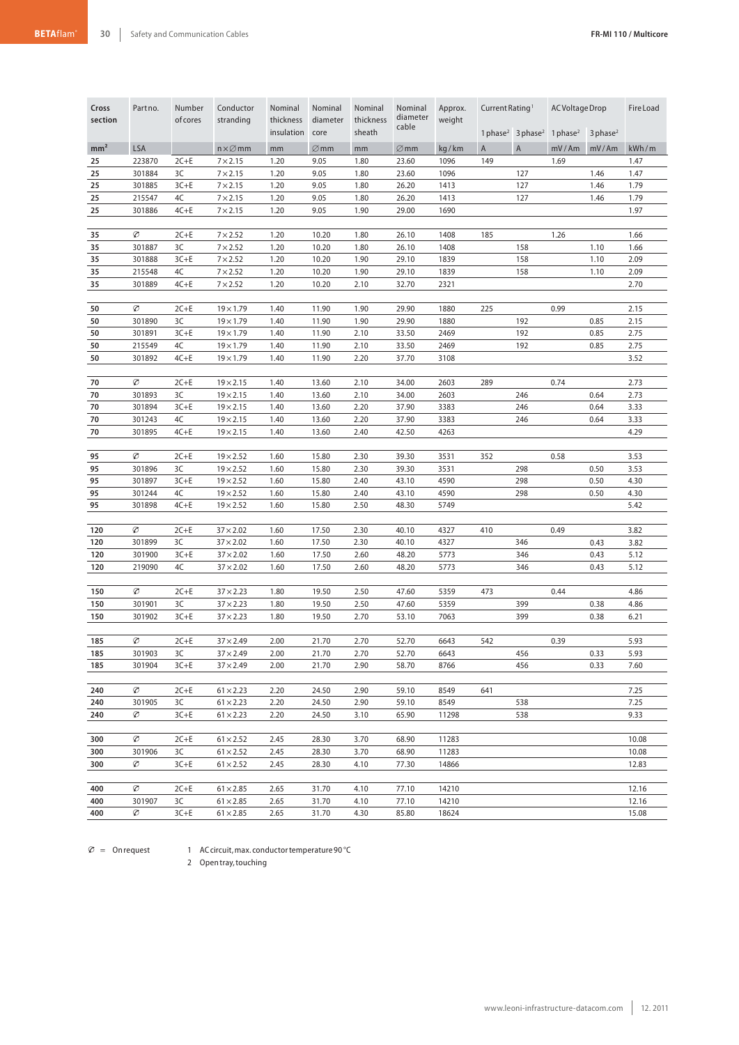| Cross section | Part no. | Number of cores | Conductor stranding | Nominal thickness insulation | Nominal diameter core | Nominal thickness sheath | Nominal diameter cable | Approx. weight | Current Rating[1] | | AC Voltage Drop | | Fire Load |
|---|---|---|---|---|---|---|---|---|---|---|---|---|---|
| | | | | | | | | | 1 phase[2] | 3 phase[2] | 1 phase[2] | 3 phase[2] | |
| mm² | LSA | | n × ∅mm | mm | ∅mm | mm | ∅mm | kg/km | A | A | mV/Am | mV/Am | kWh/m |
| 25 | 223870 | 2C+E | 7 × 2.15 | 1.20 | 9.05 | 1.80 | 23.60 | 1096 | 149 | | 1.69 | | 1.47 |
| 25 | 301884 | 3C | 7 × 2.15 | 1.20 | 9.05 | 1.80 | 23.60 | 1096 | | 127 | | 1.46 | 1.47 |
| 25 | 301885 | 3C+E | 7 × 2.15 | 1.20 | 9.05 | 1.80 | 26.20 | 1413 | | 127 | | 1.46 | 1.79 |
| 25 | 215547 | 4C | 7 × 2.15 | 1.20 | 9.05 | 1.80 | 26.20 | 1413 | | 127 | | 1.46 | 1.79 |
| 25 | 301886 | 4C+E | 7 × 2.15 | 1.20 | 9.05 | 1.90 | 29.00 | 1690 | | | | | 1.97 |
| 35 | ∅ | 2C+E | 7 × 2.52 | 1.20 | 10.20 | 1.80 | 26.10 | 1408 | 185 | | 1.26 | | 1.66 |
| 35 | 301887 | 3C | 7 × 2.52 | 1.20 | 10.20 | 1.80 | 26.10 | 1408 | | 158 | | 1.10 | 1.66 |
| 35 | 301888 | 3C+E | 7 × 2.52 | 1.20 | 10.20 | 1.90 | 29.10 | 1839 | | 158 | | 1.10 | 2.09 |
| 35 | 215548 | 4C | 7 × 2.52 | 1.20 | 10.20 | 1.90 | 29.10 | 1839 | | 158 | | 1.10 | 2.09 |
| 35 | 301889 | 4C+E | 7 × 2.52 | 1.20 | 10.20 | 2.10 | 32.70 | 2321 | | | | | 2.70 |
| 50 | ∅ | 2C+E | 19 × 1.79 | 1.40 | 11.90 | 1.90 | 29.90 | 1880 | 225 | | 0.99 | | 2.15 |
| 50 | 301890 | 3C | 19 × 1.79 | 1.40 | 11.90 | 1.90 | 29.90 | 1880 | | 192 | | 0.85 | 2.15 |
| 50 | 301891 | 3C+E | 19 × 1.79 | 1.40 | 11.90 | 2.10 | 33.50 | 2469 | | 192 | | 0.85 | 2.75 |
| 50 | 215549 | 4C | 19 × 1.79 | 1.40 | 11.90 | 2.10 | 33.50 | 2469 | | 192 | | 0.85 | 2.75 |
| 50 | 301892 | 4C+E | 19 × 1.79 | 1.40 | 11.90 | 2.20 | 37.70 | 3108 | | | | | 3.52 |
| 70 | ∅ | 2C+E | 19 × 2.15 | 1.40 | 13.60 | 2.10 | 34.00 | 2603 | 289 | | 0.74 | | 2.73 |
| 70 | 301893 | 3C | 19 × 2.15 | 1.40 | 13.60 | 2.10 | 34.00 | 2603 | | 246 | | 0.64 | 2.73 |
| 70 | 301894 | 3C+E | 19 × 2.15 | 1.40 | 13.60 | 2.20 | 37.90 | 3383 | | 246 | | 0.64 | 3.33 |
| 70 | 301243 | 4C | 19 × 2.15 | 1.40 | 13.60 | 2.20 | 37.90 | 3383 | | 246 | | 0.64 | 3.33 |
| 70 | 301895 | 4C+E | 19 × 2.15 | 1.40 | 13.60 | 2.40 | 42.50 | 4263 | | | | | 4.29 |
| 95 | ∅ | 2C+E | 19 × 2.52 | 1.60 | 15.80 | 2.30 | 39.30 | 3531 | 352 | | 0.58 | | 3.53 |
| 95 | 301896 | 3C | 19 × 2.52 | 1.60 | 15.80 | 2.30 | 39.30 | 3531 | | 298 | | 0.50 | 3.53 |
| 95 | 301897 | 3C+E | 19 × 2.52 | 1.60 | 15.80 | 2.40 | 43.10 | 4590 | | 298 | | 0.50 | 4.30 |
| 95 | 301244 | 4C | 19 × 2.52 | 1.60 | 15.80 | 2.40 | 43.10 | 4590 | | 298 | | 0.50 | 4.30 |
| 95 | 301898 | 4C+E | 19 × 2.52 | 1.60 | 15.80 | 2.50 | 48.30 | 5749 | | | | | 5.42 |
| 120 | ∅ | 2C+E | 37 × 2.02 | 1.60 | 17.50 | 2.30 | 40.10 | 4327 | 410 | | 0.49 | | 3.82 |
| 120 | 301899 | 3C | 37 × 2.02 | 1.60 | 17.50 | 2.30 | 40.10 | 4327 | | 346 | | 0.43 | 3.82 |
| 120 | 301900 | 3C+E | 37 × 2.02 | 1.60 | 17.50 | 2.60 | 48.20 | 5773 | | 346 | | 0.43 | 5.12 |
| 120 | 219090 | 4C | 37 × 2.02 | 1.60 | 17.50 | 2.60 | 48.20 | 5773 | | 346 | | 0.43 | 5.12 |
| 150 | ∅ | 2C+E | 37 × 2.23 | 1.80 | 19.50 | 2.50 | 47.60 | 5359 | 473 | | 0.44 | | 4.86 |
| 150 | 301901 | 3C | 37 × 2.23 | 1.80 | 19.50 | 2.50 | 47.60 | 5359 | | 399 | | 0.38 | 4.86 |
| 150 | 301902 | 3C+E | 37 × 2.23 | 1.80 | 19.50 | 2.70 | 53.10 | 7063 | | 399 | | 0.38 | 6.21 |
| 185 | ∅ | 2C+E | 37 × 2.49 | 2.00 | 21.70 | 2.70 | 52.70 | 6643 | 542 | | 0.39 | | 5.93 |
| 185 | 301903 | 3C | 37 × 2.49 | 2.00 | 21.70 | 2.70 | 52.70 | 6643 | | 456 | | 0.33 | 5.93 |
| 185 | 301904 | 3C+E | 37 × 2.49 | 2.00 | 21.70 | 2.90 | 58.70 | 8766 | | 456 | | 0.33 | 7.60 |
| 240 | ∅ | 2C+E | 61 × 2.23 | 2.20 | 24.50 | 2.90 | 59.10 | 8549 | 641 | | | | 7.25 |
| 240 | 301905 | 3C | 61 × 2.23 | 2.20 | 24.50 | 2.90 | 59.10 | 8549 | | 538 | | | 7.25 |
| 240 | ∅ | 3C+E | 61 × 2.23 | 2.20 | 24.50 | 3.10 | 65.90 | 11298 | | 538 | | | 9.33 |
| 300 | ∅ | 2C+E | 61 × 2.52 | 2.45 | 28.30 | 3.70 | 68.90 | 11283 | | | | | 10.08 |
| 300 | 301906 | 3C | 61 × 2.52 | 2.45 | 28.30 | 3.70 | 68.90 | 11283 | | | | | 10.08 |
| 300 | ∅ | 3C+E | 61 × 2.52 | 2.45 | 28.30 | 4.10 | 77.30 | 14866 | | | | | 12.83 |
| 400 | ∅ | 2C+E | 61 × 2.85 | 2.65 | 31.70 | 4.10 | 77.10 | 14210 | | | | | 12.16 |
| 400 | 301907 | 3C | 61 × 2.85 | 2.65 | 31.70 | 4.10 | 77.10 | 14210 | | | | | 12.16 |
| 400 | ∅ | 3C+E | 61 × 2.85 | 2.65 | 31.70 | 4.30 | 85.80 | 18624 | | | | | 15.08 |

∅ = On request

1 AC circuit, max. conductor temperature 90 °C

2 Open tray, touching